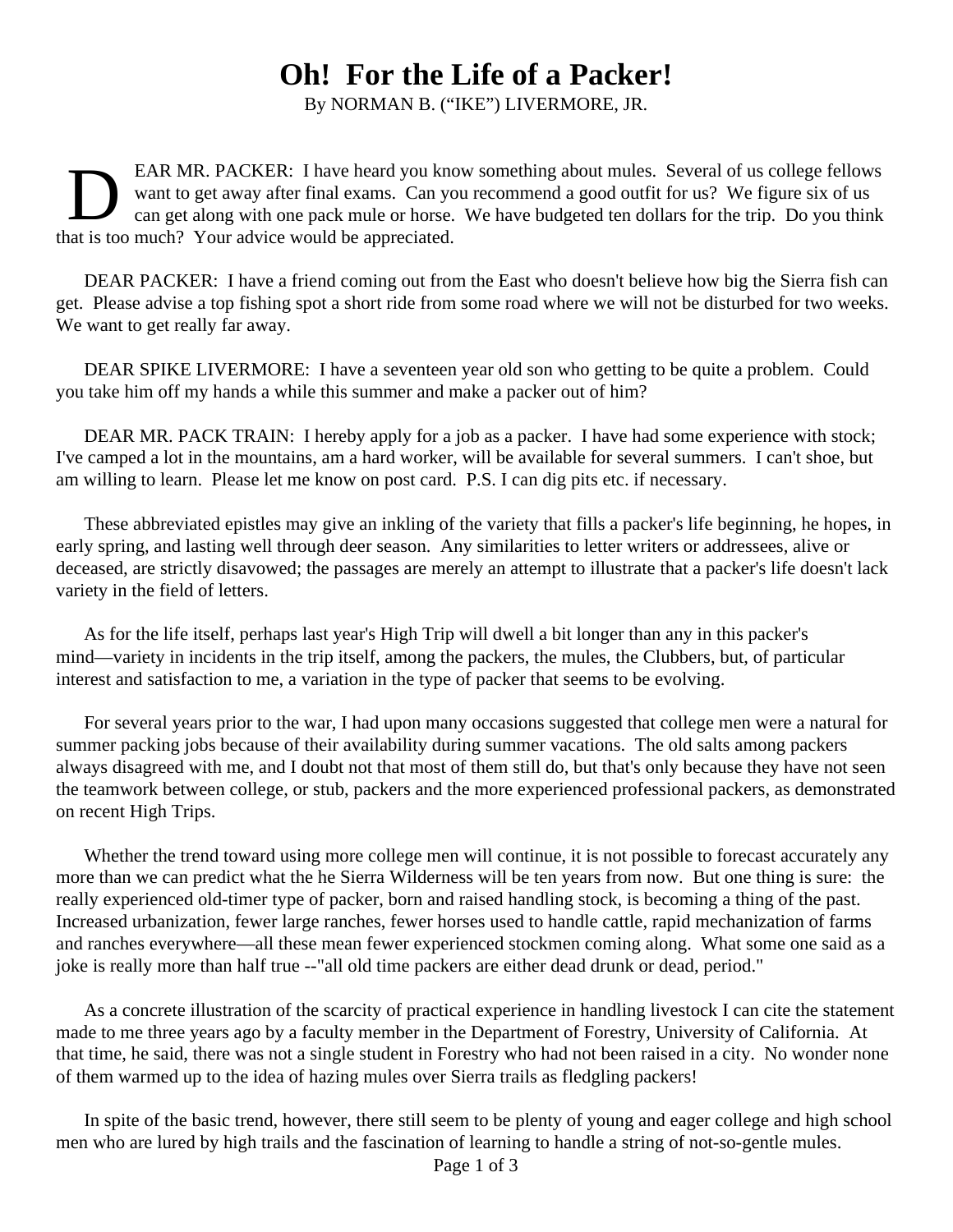# Oh! For the Life of a Packer!

By NORMAN B. ("IKE") LIVERMORE, JR.

DEAR MR. PACKER: I have heard you know something about mules. Several of us college fellows want to get away after final exams. Can you recommend a good outfit for us? We figure six of us can get along with one pack mule or horse. We have budgeted ten dollars for the trip. Do you think that is too much? Your advice would be appreciated.

DEAR PACKER: I have a friend coming out from the East who doesn't believe how big the Sierra fish can get. Please advise a top fishing spot a short ride from some road where we will not be disturbed for two weeks. We want to get really far away.

DEAR SPIKE LIVERMORE: I have a seventeen year old son who getting to be quite a problem. Could you take him off my hands a while this summer and make a packer out of him?

DEAR MR. PACK TRAIN: I hereby apply for a job as a packer. I have had some experience with stock; I've camped a lot in the mountains, am a hard worker, will be available for several summers. I can't shoe, but am willing to learn. Please let me know on post card. P.S. I can dig pits etc. if necessary.

These abbreviated epistles may give an inkling of the variety that fills a packer's life beginning, he hopes, in early spring, and lasting well through deer season. Any similarities to letter writers or addressees, alive or deceased, are strictly disavowed; the passages are merely an attempt to illustrate that a packer's life doesn't lack variety in the field of letters.

As for the life itself, perhaps last year's High Trip will dwell a bit longer than any in this packer's mind—variety in incidents in the trip itself, among the packers, the mules, the Clubbers, but, of particular interest and satisfaction to me, a variation in the type of packer that seems to be evolving.

For several years prior to the war, I had upon many occasions suggested that college men were a natural for summer packing jobs because of their availability during summer vacations. The old salts among packers always disagreed with me, and I doubt not that most of them still do, but that's only because they have not seen the teamwork between college, or stub, packers and the more experienced professional packers, as demonstrated on recent High Trips.

Whether the trend toward using more college men will continue, it is not possible to forecast accurately any more than we can predict what the he Sierra Wilderness will be ten years from now. But one thing is sure: the really experienced old-timer type of packer, born and raised handling stock, is becoming a thing of the past. Increased urbanization, fewer large ranches, fewer horses used to handle cattle, rapid mechanization of farms and ranches everywhere—all these mean fewer experienced stockmen coming along. What some one said as a joke is really more than half true --"all old time packers are either dead drunk or dead, period."

As a concrete illustration of the scarcity of practical experience in handling livestock I can cite the statement made to me three years ago by a faculty member in the Department of Forestry, University of California. At that time, he said, there was not a single student in Forestry who had not been raised in a city. No wonder none of them warmed up to the idea of hazing mules over Sierra trails as fledgling packers!

In spite of the basic trend, however, there still seem to be plenty of young and eager college and high school men who are lured by high trails and the fascination of learning to handle a string of not-so-gentle mules.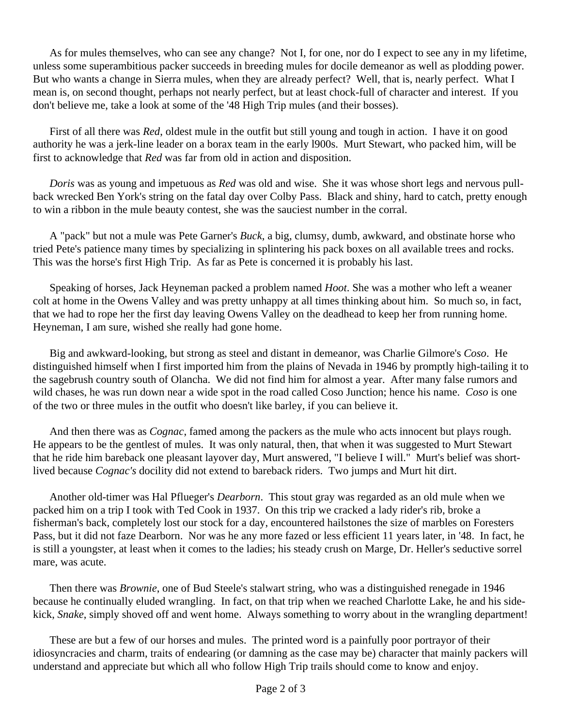As for mules themselves, who can see any change? Not I, for one, nor do I expect to see any in my lifetime, unless some superambitious packer succeeds in breeding mules for docile demeanor as well as plodding power. But who wants a change in Sierra mules, when they are already perfect? Well, that is, nearly perfect. What I mean is, on second thought, perhaps not nearly perfect, but at least chock-full of character and interest. If you don't believe me, take a look at some of the '48 High Trip mules (and their bosses).

First of all there was *Red*, oldest mule in the outfit but still young and tough in action. I have it on good authority he was a jerk-line leader on a borax team in the early l900s. Murt Stewart, who packed him, will be first to acknowledge that *Red* was far from old in action and disposition.

*Doris* was as young and impetuous as *Red* was old and wise. She it was whose short legs and nervous pull-back wrecked Ben York's string on the fatal day over Colby Pass. Black and shiny, hard to catch, pretty enough to win a ribbon in the mule beauty contest, she was the sauciest number in the corral.

A "pack" but not a mule was Pete Garner's *Buck*, a big, clumsy, dumb, awkward, and obstinate horse who tried Pete's patience many times by specializing in splintering his pack boxes on all available trees and rocks. This was the horse's first High Trip. As far as Pete is concerned it is probably his last.

Speaking of horses, Jack Heyneman packed a problem named *Hoot*. She was a mother who left a weaner colt at home in the Owens Valley and was pretty unhappy at all times thinking about him. So much so, in fact, that we had to rope her the first day leaving Owens Valley on the deadhead to keep her from running home. Heyneman, I am sure, wished she really had gone home.

Big and awkward-looking, but strong as steel and distant in demeanor, was Charlie Gilmore's *Coso*. He distinguished himself when I first imported him from the plains of Nevada in 1946 by promptly high-tailing it to the sagebrush country south of Olancha. We did not find him for almost a year. After many false rumors and wild chases, he was run down near a wide spot in the road called Coso Junction; hence his name. *Coso* is one of the two or three mules in the outfit who doesn't like barley, if you can believe it.

And then there was as *Cognac*, famed among the packers as the mule who acts innocent but plays rough. He appears to be the gentlest of mules. It was only natural, then, that when it was suggested to Murt Stewart that he ride him bareback one pleasant layover day, Murt answered, "I believe I will." Murt's belief was short-lived because *Cognac's* docility did not extend to bareback riders. Two jumps and Murt hit dirt.

Another old-timer was Hal Pflueger's *Dearborn*. This stout gray was regarded as an old mule when we packed him on a trip I took with Ted Cook in 1937. On this trip we cracked a lady rider's rib, broke a fisherman's back, completely lost our stock for a day, encountered hailstones the size of marbles on Foresters Pass, but it did not faze Dearborn. Nor was he any more fazed or less efficient 11 years later, in '48. In fact, he is still a youngster, at least when it comes to the ladies; his steady crush on Marge, Dr. Heller's seductive sorrel mare, was acute.

Then there was *Brownie*, one of Bud Steele's stalwart string, who was a distinguished renegade in 1946 because he continually eluded wrangling. In fact, on that trip when we reached Charlotte Lake, he and his side-kick, *Snake*, simply shoved off and went home. Always something to worry about in the wrangling department!

These are but a few of our horses and mules. The printed word is a painfully poor portrayor of their idiosyncracies and charm, traits of endearing (or damning as the case may be) character that mainly packers will understand and appreciate but which all who follow High Trip trails should come to know and enjoy.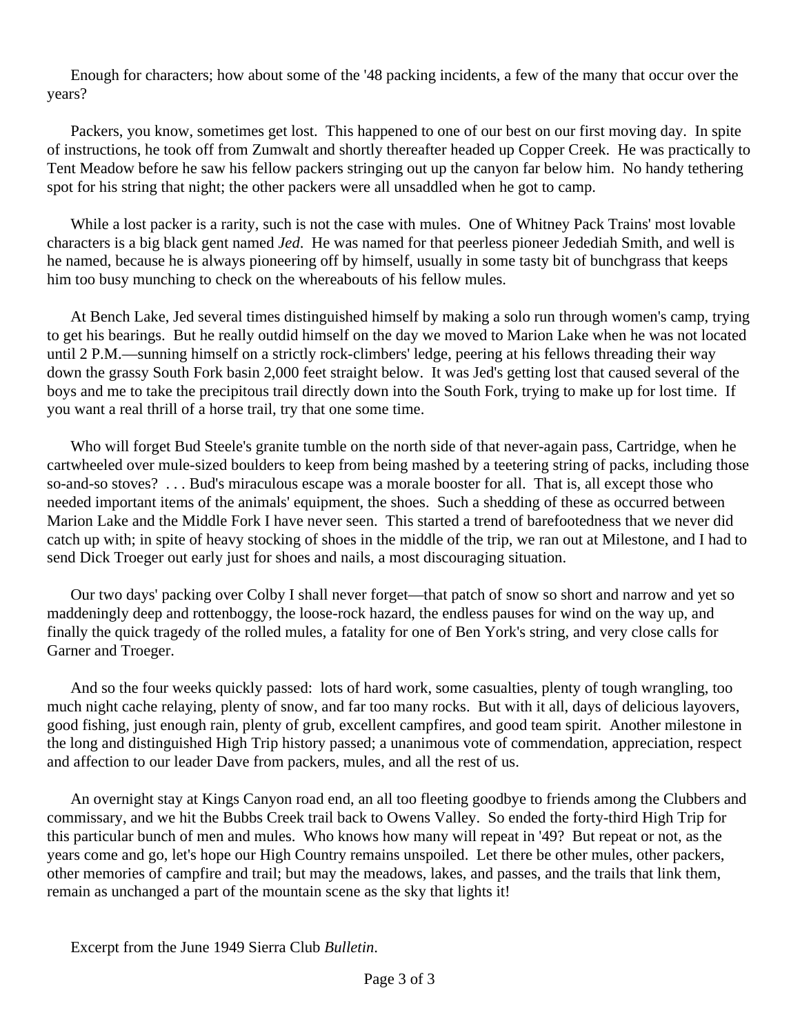Enough for characters; how about some of the '48 packing incidents, a few of the many that occur over the years?

Packers, you know, sometimes get lost. This happened to one of our best on our first moving day. In spite of instructions, he took off from Zumwalt and shortly thereafter headed up Copper Creek. He was practically to Tent Meadow before he saw his fellow packers stringing out up the canyon far below him. No handy tethering spot for his string that night; the other packers were all unsaddled when he got to camp.

While a lost packer is a rarity, such is not the case with mules. One of Whitney Pack Trains' most lovable characters is a big black gent named *Jed*. He was named for that peerless pioneer Jedediah Smith, and well is he named, because he is always pioneering off by himself, usually in some tasty bit of bunchgrass that keeps him too busy munching to check on the whereabouts of his fellow mules.

At Bench Lake, Jed several times distinguished himself by making a solo run through women's camp, trying to get his bearings. But he really outdid himself on the day we moved to Marion Lake when he was not located until 2 P.M.—sunning himself on a strictly rock-climbers' ledge, peering at his fellows threading their way down the grassy South Fork basin 2,000 feet straight below. It was Jed's getting lost that caused several of the boys and me to take the precipitous trail directly down into the South Fork, trying to make up for lost time. If you want a real thrill of a horse trail, try that one some time.

Who will forget Bud Steele's granite tumble on the north side of that never-again pass, Cartridge, when he cartwheeled over mule-sized boulders to keep from being mashed by a teetering string of packs, including those so-and-so stoves? . . . Bud's miraculous escape was a morale booster for all. That is, all except those who needed important items of the animals' equipment, the shoes. Such a shedding of these as occurred between Marion Lake and the Middle Fork I have never seen. This started a trend of barefootedness that we never did catch up with; in spite of heavy stocking of shoes in the middle of the trip, we ran out at Milestone, and I had to send Dick Troeger out early just for shoes and nails, a most discouraging situation.

Our two days' packing over Colby I shall never forget—that patch of snow so short and narrow and yet so maddeningly deep and rottenboggy, the loose-rock hazard, the endless pauses for wind on the way up, and finally the quick tragedy of the rolled mules, a fatality for one of Ben York's string, and very close calls for Garner and Troeger.

And so the four weeks quickly passed: lots of hard work, some casualties, plenty of tough wrangling, too much night cache relaying, plenty of snow, and far too many rocks. But with it all, days of delicious layovers, good fishing, just enough rain, plenty of grub, excellent campfires, and good team spirit. Another milestone in the long and distinguished High Trip history passed; a unanimous vote of commendation, appreciation, respect and affection to our leader Dave from packers, mules, and all the rest of us.

An overnight stay at Kings Canyon road end, an all too fleeting goodbye to friends among the Clubbers and commissary, and we hit the Bubbs Creek trail back to Owens Valley. So ended the forty-third High Trip for this particular bunch of men and mules. Who knows how many will repeat in '49? But repeat or not, as the years come and go, let's hope our High Country remains unspoiled. Let there be other mules, other packers, other memories of campfire and trail; but may the meadows, lakes, and passes, and the trails that link them, remain as unchanged a part of the mountain scene as the sky that lights it!

Excerpt from the June 1949 Sierra Club *Bulletin*.